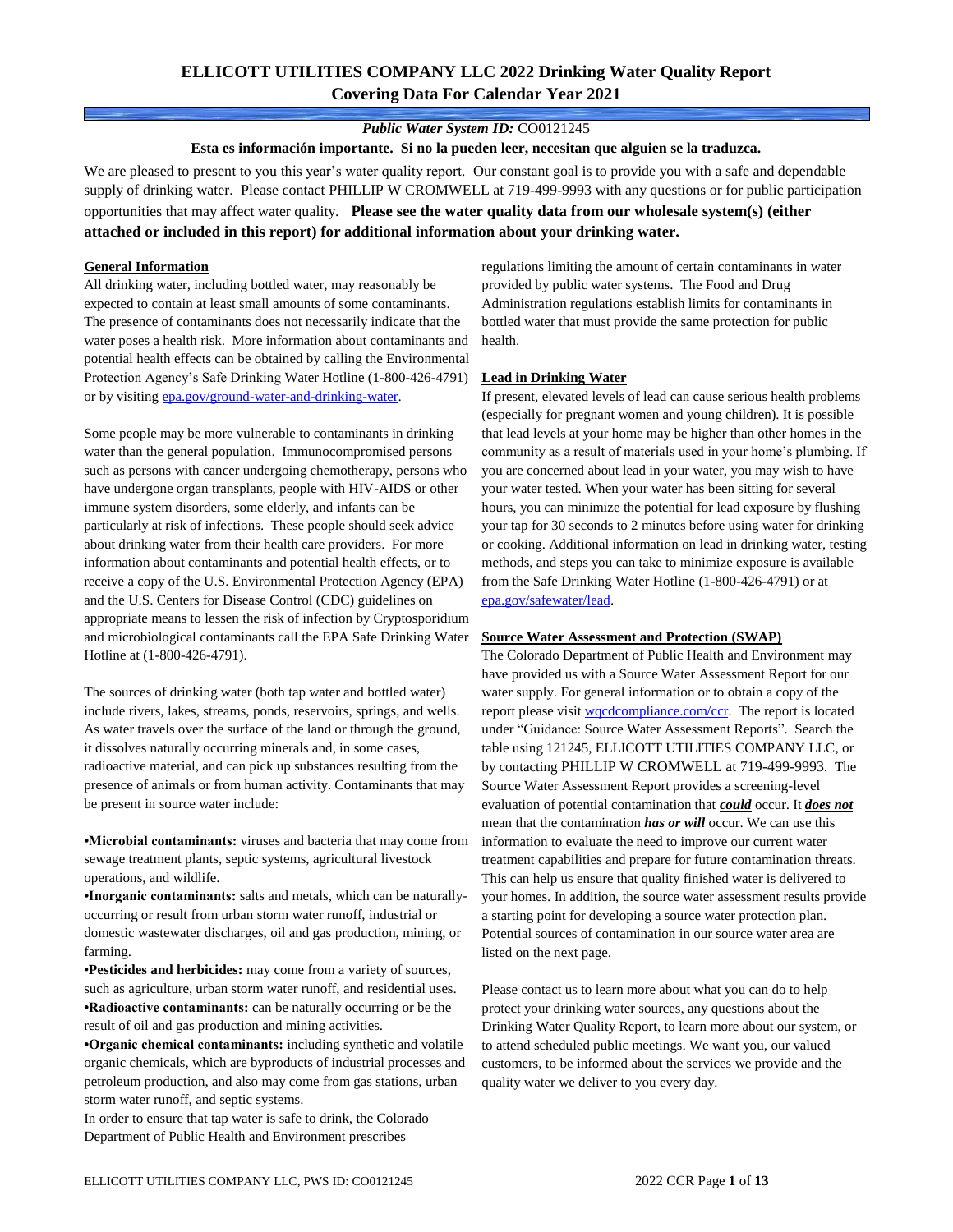# ELLICOTT UTILITIES COMPANY LLC 2022 Drinking Water Quality Report
## Covering Data For Calendar Year 2021

***Public Water System ID:*** CO0121245

**Esta es información importante. Si no la pueden leer, necesitan que alguien se la traduzca.**

We are pleased to present to you this year's water quality report. Our constant goal is to provide you with a safe and dependable supply of drinking water. Please contact PHILLIP W CROMWELL at 719-499-9993 with any questions or for public participation opportunities that may affect water quality. **Please see the water quality data from our wholesale system(s) (either attached or included in this report) for additional information about your drinking water.**

### General Information

All drinking water, including bottled water, may reasonably be expected to contain at least small amounts of some contaminants. The presence of contaminants does not necessarily indicate that the water poses a health risk. More information about contaminants and potential health effects can be obtained by calling the Environmental Protection Agency's Safe Drinking Water Hotline (1-800-426-4791) or by visiting epa.gov/ground-water-and-drinking-water.

Some people may be more vulnerable to contaminants in drinking water than the general population. Immunocompromised persons such as persons with cancer undergoing chemotherapy, persons who have undergone organ transplants, people with HIV-AIDS or other immune system disorders, some elderly, and infants can be particularly at risk of infections. These people should seek advice about drinking water from their health care providers. For more information about contaminants and potential health effects, or to receive a copy of the U.S. Environmental Protection Agency (EPA) and the U.S. Centers for Disease Control (CDC) guidelines on appropriate means to lessen the risk of infection by Cryptosporidium and microbiological contaminants call the EPA Safe Drinking Water Hotline at (1-800-426-4791).

The sources of drinking water (both tap water and bottled water) include rivers, lakes, streams, ponds, reservoirs, springs, and wells. As water travels over the surface of the land or through the ground, it dissolves naturally occurring minerals and, in some cases, radioactive material, and can pick up substances resulting from the presence of animals or from human activity. Contaminants that may be present in source water include:

- **Microbial contaminants:** viruses and bacteria that may come from sewage treatment plants, septic systems, agricultural livestock operations, and wildlife.
- **Inorganic contaminants:** salts and metals, which can be naturally-occurring or result from urban storm water runoff, industrial or domestic wastewater discharges, oil and gas production, mining, or farming.
- **Pesticides and herbicides:** may come from a variety of sources, such as agriculture, urban storm water runoff, and residential uses.
- **Radioactive contaminants:** can be naturally occurring or be the result of oil and gas production and mining activities.
- **Organic chemical contaminants:** including synthetic and volatile organic chemicals, which are byproducts of industrial processes and petroleum production, and also may come from gas stations, urban storm water runoff, and septic systems.

In order to ensure that tap water is safe to drink, the Colorado Department of Public Health and Environment prescribes regulations limiting the amount of certain contaminants in water provided by public water systems. The Food and Drug Administration regulations establish limits for contaminants in bottled water that must provide the same protection for public health.

### Lead in Drinking Water

If present, elevated levels of lead can cause serious health problems (especially for pregnant women and young children). It is possible that lead levels at your home may be higher than other homes in the community as a result of materials used in your home's plumbing. If you are concerned about lead in your water, you may wish to have your water tested. When your water has been sitting for several hours, you can minimize the potential for lead exposure by flushing your tap for 30 seconds to 2 minutes before using water for drinking or cooking. Additional information on lead in drinking water, testing methods, and steps you can take to minimize exposure is available from the Safe Drinking Water Hotline (1-800-426-4791) or at epa.gov/safewater/lead.

### Source Water Assessment and Protection (SWAP)

The Colorado Department of Public Health and Environment may have provided us with a Source Water Assessment Report for our water supply. For general information or to obtain a copy of the report please visit wqcdcompliance.com/ccr. The report is located under "Guidance: Source Water Assessment Reports". Search the table using 121245, ELLICOTT UTILITIES COMPANY LLC, or by contacting PHILLIP W CROMWELL at 719-499-9993. The Source Water Assessment Report provides a screening-level evaluation of potential contamination that ***could*** occur. It ***does not*** mean that the contamination ***has or will*** occur. We can use this information to evaluate the need to improve our current water treatment capabilities and prepare for future contamination threats. This can help us ensure that quality finished water is delivered to your homes. In addition, the source water assessment results provide a starting point for developing a source water protection plan. Potential sources of contamination in our source water area are listed on the next page.

Please contact us to learn more about what you can do to help protect your drinking water sources, any questions about the Drinking Water Quality Report, to learn more about our system, or to attend scheduled public meetings. We want you, our valued customers, to be informed about the services we provide and the quality water we deliver to you every day.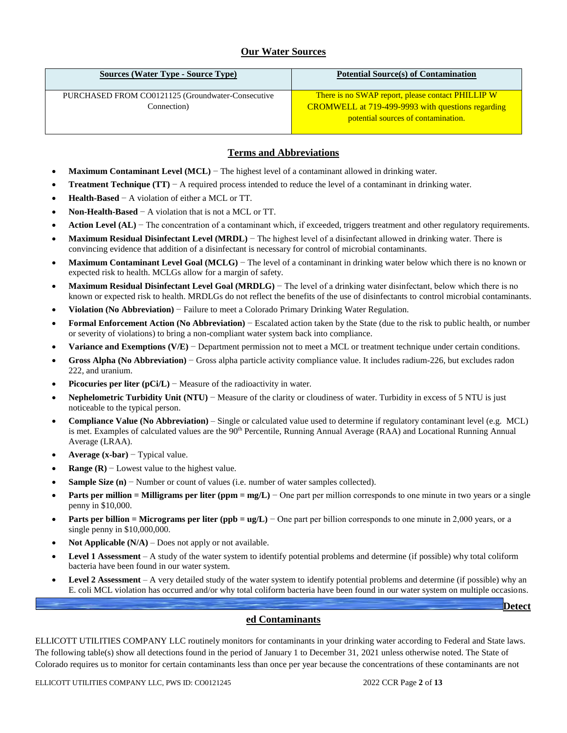## Our Water Sources

| Sources (Water Type - Source Type) | Potential Source(s) of Contamination |
|---|---|
| PURCHASED FROM CO0121125 (Groundwater-Consecutive Connection) | There is no SWAP report, please contact PHILLIP W CROMWELL at 719-499-9993 with questions regarding potential sources of contamination. |

## Terms and Abbreviations

- **Maximum Contaminant Level (MCL)** − The highest level of a contaminant allowed in drinking water.
- **Treatment Technique (TT)** − A required process intended to reduce the level of a contaminant in drinking water.
- **Health-Based** − A violation of either a MCL or TT.
- **Non-Health-Based** − A violation that is not a MCL or TT.
- **Action Level (AL)** − The concentration of a contaminant which, if exceeded, triggers treatment and other regulatory requirements.
- **Maximum Residual Disinfectant Level (MRDL)** − The highest level of a disinfectant allowed in drinking water. There is convincing evidence that addition of a disinfectant is necessary for control of microbial contaminants.
- **Maximum Contaminant Level Goal (MCLG)** − The level of a contaminant in drinking water below which there is no known or expected risk to health. MCLGs allow for a margin of safety.
- **Maximum Residual Disinfectant Level Goal (MRDLG)** − The level of a drinking water disinfectant, below which there is no known or expected risk to health. MRDLGs do not reflect the benefits of the use of disinfectants to control microbial contaminants.
- **Violation (No Abbreviation)** − Failure to meet a Colorado Primary Drinking Water Regulation.
- **Formal Enforcement Action (No Abbreviation)** − Escalated action taken by the State (due to the risk to public health, or number or severity of violations) to bring a non-compliant water system back into compliance.
- **Variance and Exemptions (V/E)** − Department permission not to meet a MCL or treatment technique under certain conditions.
- **Gross Alpha (No Abbreviation)** − Gross alpha particle activity compliance value. It includes radium-226, but excludes radon 222, and uranium.
- **Picocuries per liter (pCi/L)** − Measure of the radioactivity in water.
- **Nephelometric Turbidity Unit (NTU)** − Measure of the clarity or cloudiness of water. Turbidity in excess of 5 NTU is just noticeable to the typical person.
- **Compliance Value (No Abbreviation)** – Single or calculated value used to determine if regulatory contaminant level (e.g. MCL) is met. Examples of calculated values are the 90th Percentile, Running Annual Average (RAA) and Locational Running Annual Average (LRAA).
- **Average (x-bar)** − Typical value.
- **Range (R)** − Lowest value to the highest value.
- **Sample Size (n)** − Number or count of values (i.e. number of water samples collected).
- **Parts per million = Milligrams per liter (ppm = mg/L)** − One part per million corresponds to one minute in two years or a single penny in $10,000.
- **Parts per billion = Micrograms per liter (ppb = ug/L)** − One part per billion corresponds to one minute in 2,000 years, or a single penny in $10,000,000.
- **Not Applicable (N/A)** – Does not apply or not available.
- **Level 1 Assessment** – A study of the water system to identify potential problems and determine (if possible) why total coliform bacteria have been found in our water system.
- **Level 2 Assessment** – A very detailed study of the water system to identify potential problems and determine (if possible) why an E. coli MCL violation has occurred and/or why total coliform bacteria have been found in our water system on multiple occasions.

## Detected Contaminants

ELLICOTT UTILITIES COMPANY LLC routinely monitors for contaminants in your drinking water according to Federal and State laws. The following table(s) show all detections found in the period of January 1 to December 31, 2021 unless otherwise noted. The State of Colorado requires us to monitor for certain contaminants less than once per year because the concentrations of these contaminants are not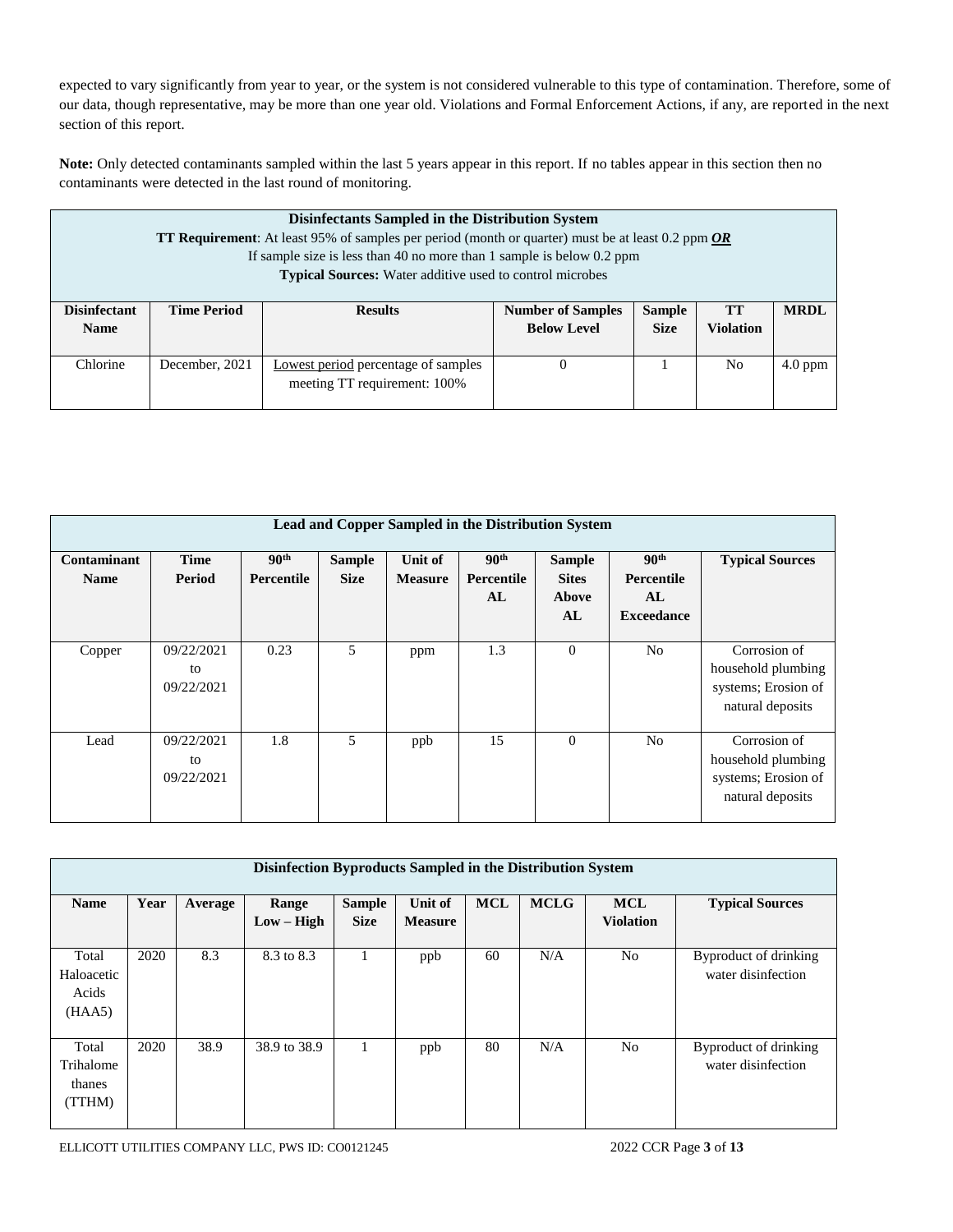expected to vary significantly from year to year, or the system is not considered vulnerable to this type of contamination. Therefore, some of our data, though representative, may be more than one year old. Violations and Formal Enforcement Actions, if any, are reported in the next section of this report.

**Note:** Only detected contaminants sampled within the last 5 years appear in this report. If no tables appear in this section then no contaminants were detected in the last round of monitoring.

| **Disinfectants Sampled in the Distribution System**<br>**TT Requirement**: At least 95% of samples per period (month or quarter) must be at least 0.2 ppm ***OR***<br>If sample size is less than 40 no more than 1 sample is below 0.2 ppm<br>**Typical Sources:** Water additive used to control microbes | | | | | | |
|---|---|---|---|---|---|---|
| **Disinfectant Name** | **Time Period** | **Results** | **Number of Samples Below Level** | **Sample Size** | **TT Violation** | **MRDL** |
| Chlorine | December, 2021 | Lowest period percentage of samples meeting TT requirement: 100% | 0 | 1 | No | 4.0 ppm |

| **Lead and Copper Sampled in the Distribution System** | | | | | | | | |
|---|---|---|---|---|---|---|---|---|
| **Contaminant Name** | **Time Period** | **90th Percentile** | **Sample Size** | **Unit of Measure** | **90th Percentile AL** | **Sample Sites Above AL** | **90th Percentile AL Exceedance** | **Typical Sources** |
| Copper | 09/22/2021 to 09/22/2021 | 0.23 | 5 | ppm | 1.3 | 0 | No | Corrosion of household plumbing systems; Erosion of natural deposits |
| Lead | 09/22/2021 to 09/22/2021 | 1.8 | 5 | ppb | 15 | 0 | No | Corrosion of household plumbing systems; Erosion of natural deposits |

| **Disinfection Byproducts Sampled in the Distribution System** | | | | | | | | | |
|---|---|---|---|---|---|---|---|---|---|
| **Name** | **Year** | **Average** | **Range Low – High** | **Sample Size** | **Unit of Measure** | **MCL** | **MCLG** | **MCL Violation** | **Typical Sources** |
| Total Haloacetic Acids (HAA5) | 2020 | 8.3 | 8.3 to 8.3 | 1 | ppb | 60 | N/A | No | Byproduct of drinking water disinfection |
| Total Trihalomethanes (TTHM) | 2020 | 38.9 | 38.9 to 38.9 | 1 | ppb | 80 | N/A | No | Byproduct of drinking water disinfection |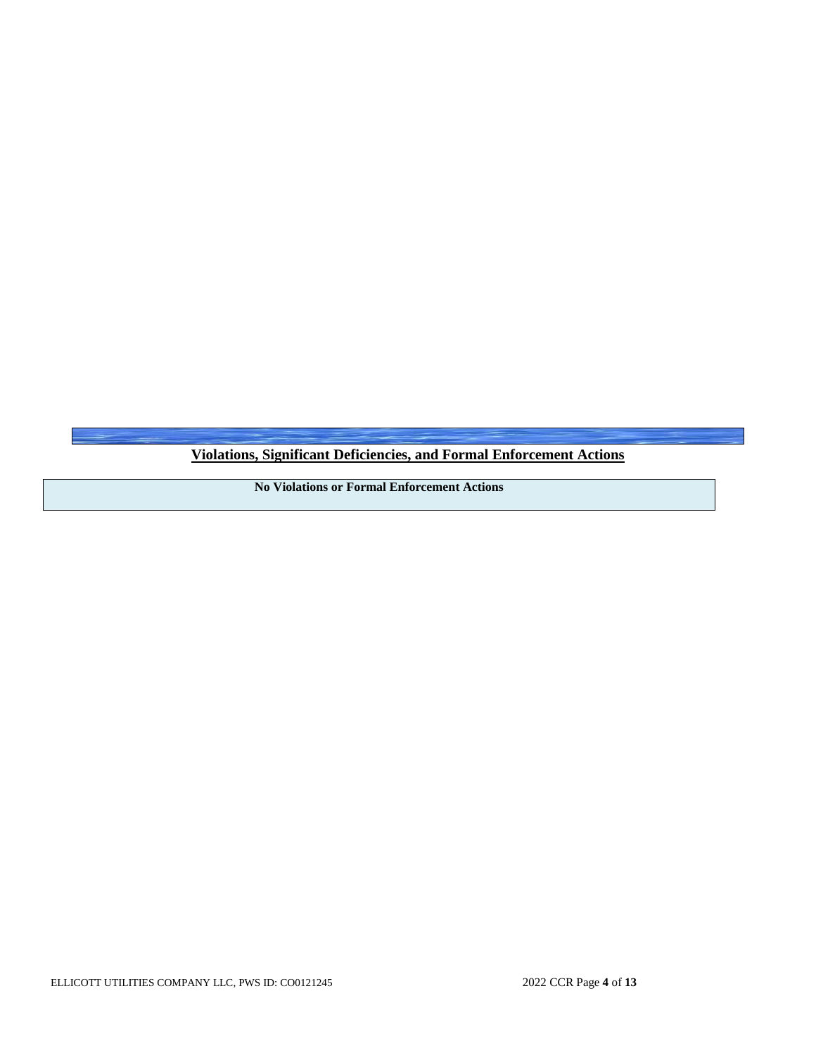## Violations, Significant Deficiencies, and Formal Enforcement Actions

| No Violations or Formal Enforcement Actions |
| --- |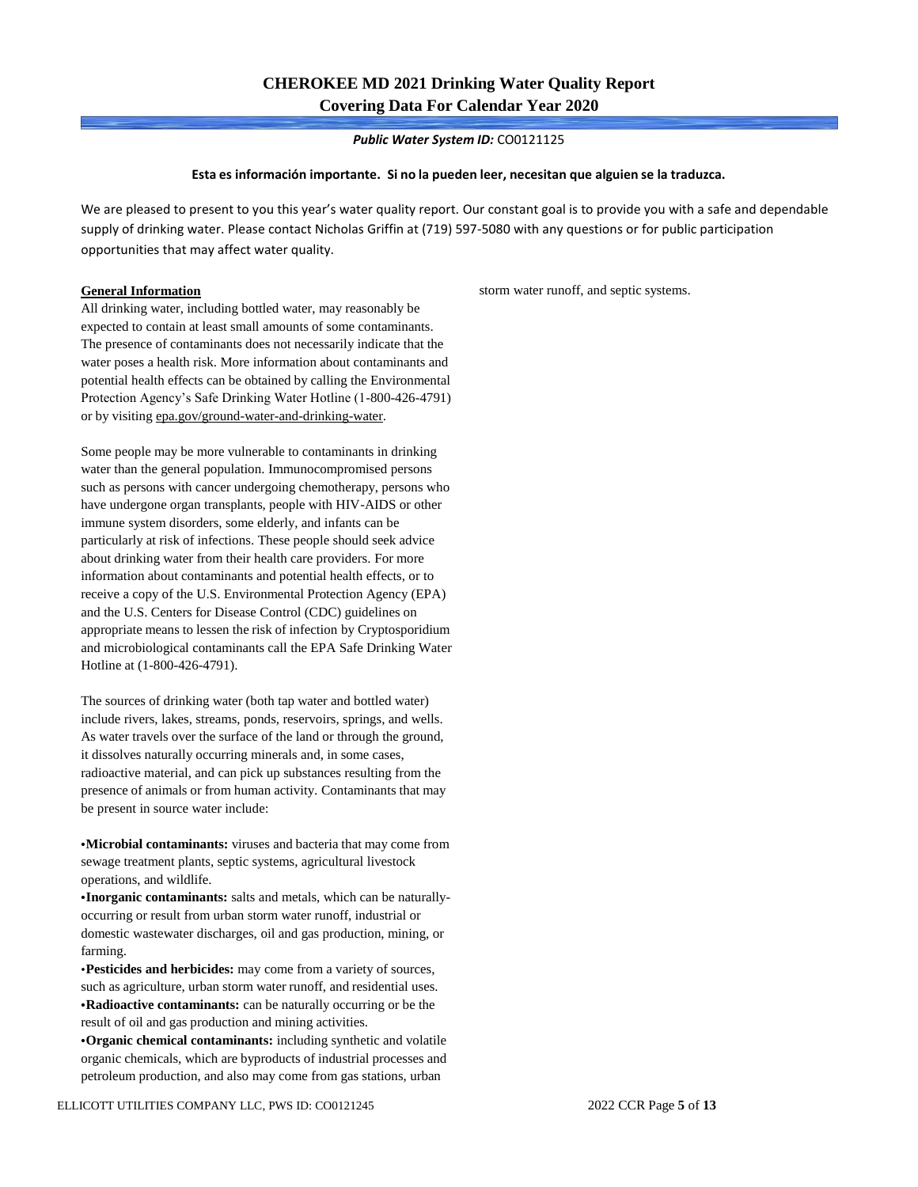# CHEROKEE MD 2021 Drinking Water Quality Report
## Covering Data For Calendar Year 2020

***Public Water System ID:*** CO0121125

**Esta es información importante. Si no la pueden leer, necesitan que alguien se la traduzca.**

We are pleased to present to you this year's water quality report. Our constant goal is to provide you with a safe and dependable supply of drinking water. Please contact Nicholas Griffin at (719) 597-5080 with any questions or for public participation opportunities that may affect water quality.

### General Information

All drinking water, including bottled water, may reasonably be expected to contain at least small amounts of some contaminants. The presence of contaminants does not necessarily indicate that the water poses a health risk. More information about contaminants and potential health effects can be obtained by calling the Environmental Protection Agency's Safe Drinking Water Hotline (1-800-426-4791) or by visiting epa.gov/ground-water-and-drinking-water.

Some people may be more vulnerable to contaminants in drinking water than the general population. Immunocompromised persons such as persons with cancer undergoing chemotherapy, persons who have undergone organ transplants, people with HIV-AIDS or other immune system disorders, some elderly, and infants can be particularly at risk of infections. These people should seek advice about drinking water from their health care providers. For more information about contaminants and potential health effects, or to receive a copy of the U.S. Environmental Protection Agency (EPA) and the U.S. Centers for Disease Control (CDC) guidelines on appropriate means to lessen the risk of infection by Cryptosporidium and microbiological contaminants call the EPA Safe Drinking Water Hotline at (1-800-426-4791).

The sources of drinking water (both tap water and bottled water) include rivers, lakes, streams, ponds, reservoirs, springs, and wells. As water travels over the surface of the land or through the ground, it dissolves naturally occurring minerals and, in some cases, radioactive material, and can pick up substances resulting from the presence of animals or from human activity. Contaminants that may be present in source water include:

- **Microbial contaminants:** viruses and bacteria that may come from sewage treatment plants, septic systems, agricultural livestock operations, and wildlife.
- **Inorganic contaminants:** salts and metals, which can be naturally-occurring or result from urban storm water runoff, industrial or domestic wastewater discharges, oil and gas production, mining, or farming.
- **Pesticides and herbicides:** may come from a variety of sources, such as agriculture, urban storm water runoff, and residential uses.
- **Radioactive contaminants:** can be naturally occurring or be the result of oil and gas production and mining activities.
- **Organic chemical contaminants:** including synthetic and volatile organic chemicals, which are byproducts of industrial processes and petroleum production, and also may come from gas stations, urban storm water runoff, and septic systems.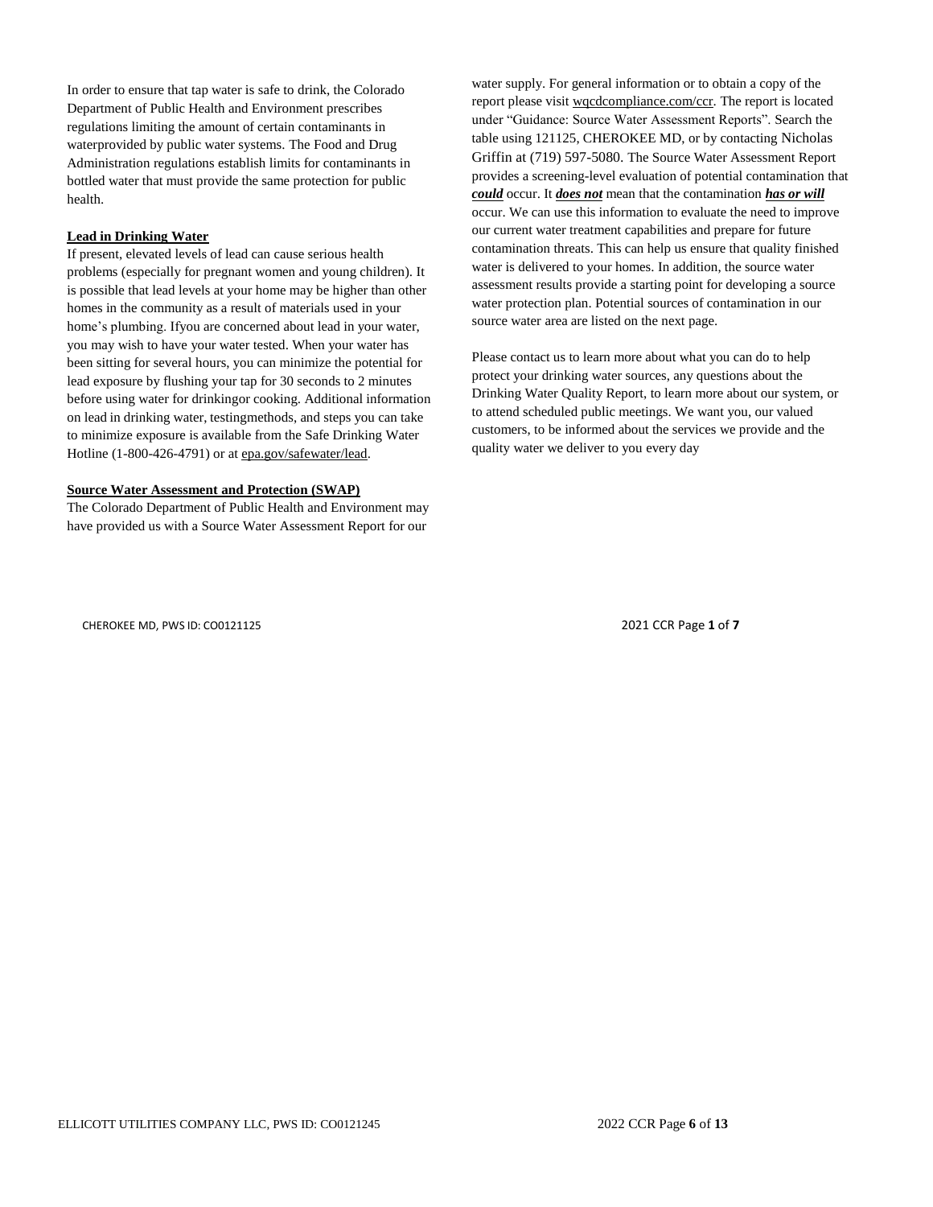In order to ensure that tap water is safe to drink, the Colorado Department of Public Health and Environment prescribes regulations limiting the amount of certain contaminants in waterprovided by public water systems. The Food and Drug Administration regulations establish limits for contaminants in bottled water that must provide the same protection for public health.

**Lead in Drinking Water**

If present, elevated levels of lead can cause serious health problems (especially for pregnant women and young children). It is possible that lead levels at your home may be higher than other homes in the community as a result of materials used in your home's plumbing. Ifyou are concerned about lead in your water, you may wish to have your water tested. When your water has been sitting for several hours, you can minimize the potential for lead exposure by flushing your tap for 30 seconds to 2 minutes before using water for drinkingor cooking. Additional information on lead in drinking water, testingmethods, and steps you can take to minimize exposure is available from the Safe Drinking Water Hotline (1-800-426-4791) or at epa.gov/safewater/lead.

**Source Water Assessment and Protection (SWAP)**

The Colorado Department of Public Health and Environment may have provided us with a Source Water Assessment Report for our water supply. For general information or to obtain a copy of the report please visit wqcdcompliance.com/ccr. The report is located under "Guidance: Source Water Assessment Reports". Search the table using 121125, CHEROKEE MD, or by contacting Nicholas Griffin at (719) 597-5080. The Source Water Assessment Report provides a screening-level evaluation of potential contamination that ***could*** occur. It ***does not*** mean that the contamination ***has or will*** occur. We can use this information to evaluate the need to improve our current water treatment capabilities and prepare for future contamination threats. This can help us ensure that quality finished water is delivered to your homes. In addition, the source water assessment results provide a starting point for developing a source water protection plan. Potential sources of contamination in our source water area are listed on the next page.

Please contact us to learn more about what you can do to help protect your drinking water sources, any questions about the Drinking Water Quality Report, to learn more about our system, or to attend scheduled public meetings. We want you, our valued customers, to be informed about the services we provide and the quality water we deliver to you every day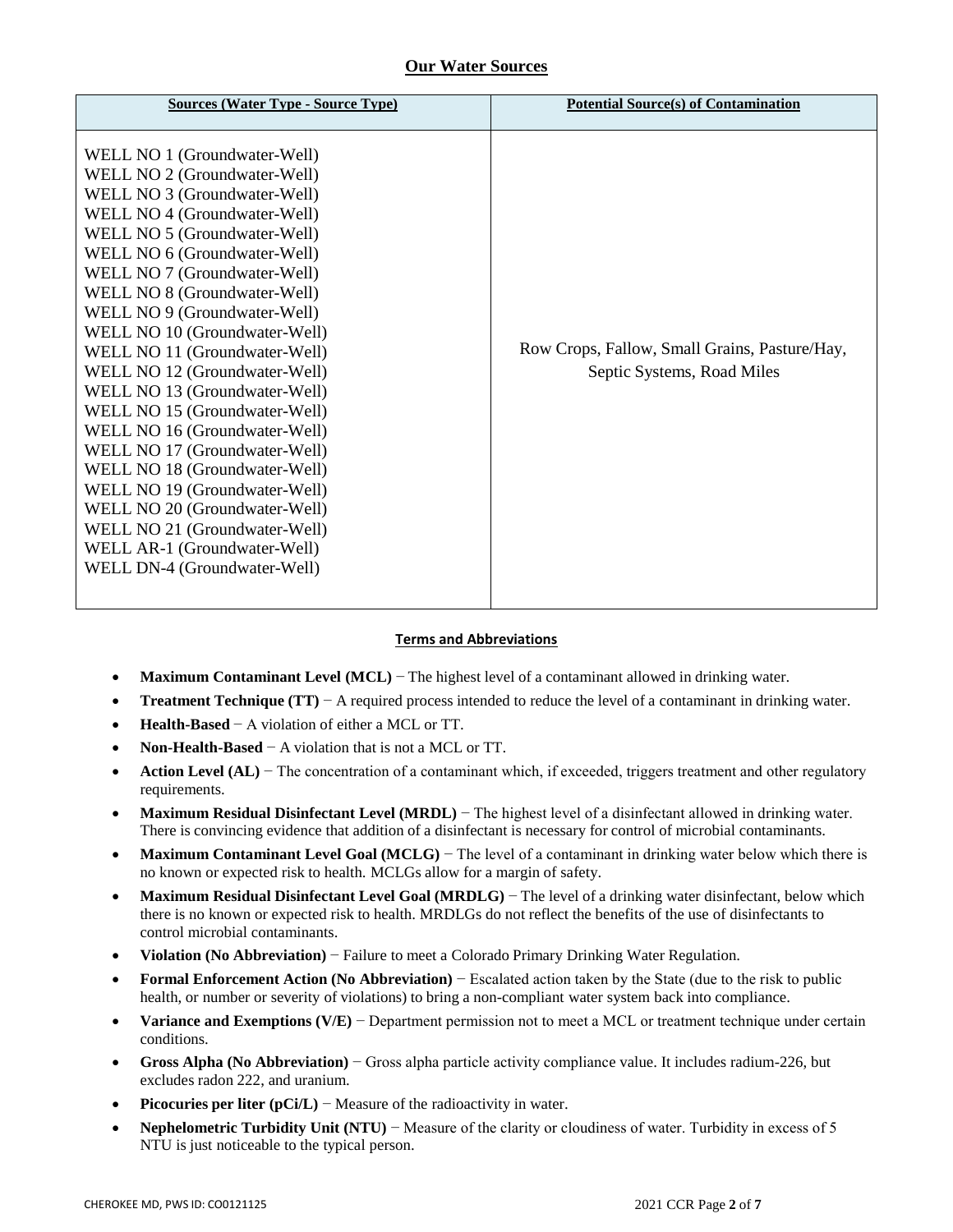## Our Water Sources

| Sources (Water Type - Source Type) | Potential Source(s) of Contamination |
| --- | --- |
| WELL NO 1 (Groundwater-Well)<br>WELL NO 2 (Groundwater-Well)<br>WELL NO 3 (Groundwater-Well)<br>WELL NO 4 (Groundwater-Well)<br>WELL NO 5 (Groundwater-Well)<br>WELL NO 6 (Groundwater-Well)<br>WELL NO 7 (Groundwater-Well)<br>WELL NO 8 (Groundwater-Well)<br>WELL NO 9 (Groundwater-Well)<br>WELL NO 10 (Groundwater-Well)<br>WELL NO 11 (Groundwater-Well)<br>WELL NO 12 (Groundwater-Well)<br>WELL NO 13 (Groundwater-Well)<br>WELL NO 15 (Groundwater-Well)<br>WELL NO 16 (Groundwater-Well)<br>WELL NO 17 (Groundwater-Well)<br>WELL NO 18 (Groundwater-Well)<br>WELL NO 19 (Groundwater-Well)<br>WELL NO 20 (Groundwater-Well)<br>WELL NO 21 (Groundwater-Well)<br>WELL AR-1 (Groundwater-Well)<br>WELL DN-4 (Groundwater-Well) | Row Crops, Fallow, Small Grains, Pasture/Hay, Septic Systems, Road Miles |

### Terms and Abbreviations

- **Maximum Contaminant Level (MCL)** − The highest level of a contaminant allowed in drinking water.
- **Treatment Technique (TT)** − A required process intended to reduce the level of a contaminant in drinking water.
- **Health-Based** − A violation of either a MCL or TT.
- **Non-Health-Based** − A violation that is not a MCL or TT.
- **Action Level (AL)** − The concentration of a contaminant which, if exceeded, triggers treatment and other regulatory requirements.
- **Maximum Residual Disinfectant Level (MRDL)** − The highest level of a disinfectant allowed in drinking water. There is convincing evidence that addition of a disinfectant is necessary for control of microbial contaminants.
- **Maximum Contaminant Level Goal (MCLG)** − The level of a contaminant in drinking water below which there is no known or expected risk to health. MCLGs allow for a margin of safety.
- **Maximum Residual Disinfectant Level Goal (MRDLG)** − The level of a drinking water disinfectant, below which there is no known or expected risk to health. MRDLGs do not reflect the benefits of the use of disinfectants to control microbial contaminants.
- **Violation (No Abbreviation)** − Failure to meet a Colorado Primary Drinking Water Regulation.
- **Formal Enforcement Action (No Abbreviation)** − Escalated action taken by the State (due to the risk to public health, or number or severity of violations) to bring a non-compliant water system back into compliance.
- **Variance and Exemptions (V/E)** − Department permission not to meet a MCL or treatment technique under certain conditions.
- **Gross Alpha (No Abbreviation)** − Gross alpha particle activity compliance value. It includes radium-226, but excludes radon 222, and uranium.
- **Picocuries per liter (pCi/L)** − Measure of the radioactivity in water.
- **Nephelometric Turbidity Unit (NTU)** − Measure of the clarity or cloudiness of water. Turbidity in excess of 5 NTU is just noticeable to the typical person.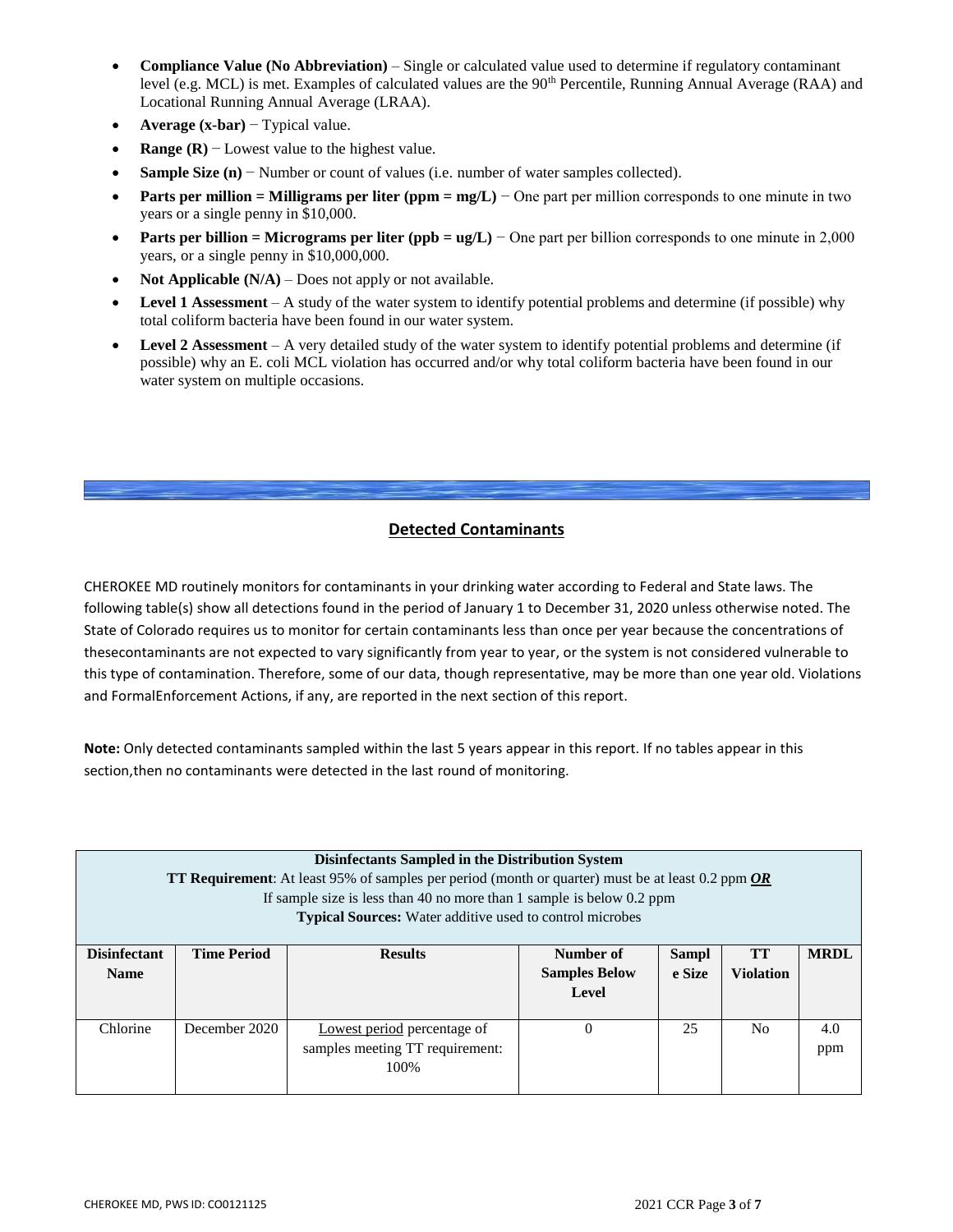- **Compliance Value (No Abbreviation)** – Single or calculated value used to determine if regulatory contaminant level (e.g. MCL) is met. Examples of calculated values are the 90th Percentile, Running Annual Average (RAA) and Locational Running Annual Average (LRAA).
- **Average (x-bar)** − Typical value.
- **Range (R)** − Lowest value to the highest value.
- **Sample Size (n)** − Number or count of values (i.e. number of water samples collected).
- **Parts per million = Milligrams per liter (ppm = mg/L)** − One part per million corresponds to one minute in two years or a single penny in $10,000.
- **Parts per billion = Micrograms per liter (ppb = ug/L)** − One part per billion corresponds to one minute in 2,000 years, or a single penny in $10,000,000.
- **Not Applicable (N/A)** – Does not apply or not available.
- **Level 1 Assessment** – A study of the water system to identify potential problems and determine (if possible) why total coliform bacteria have been found in our water system.
- **Level 2 Assessment** – A very detailed study of the water system to identify potential problems and determine (if possible) why an E. coli MCL violation has occurred and/or why total coliform bacteria have been found in our water system on multiple occasions.

## Detected Contaminants

CHEROKEE MD routinely monitors for contaminants in your drinking water according to Federal and State laws. The following table(s) show all detections found in the period of January 1 to December 31, 2020 unless otherwise noted. The State of Colorado requires us to monitor for certain contaminants less than once per year because the concentrations of thesecontaminants are not expected to vary significantly from year to year, or the system is not considered vulnerable to this type of contamination. Therefore, some of our data, though representative, may be more than one year old. Violations and FormalEnforcement Actions, if any, are reported in the next section of this report.

**Note:** Only detected contaminants sampled within the last 5 years appear in this report. If no tables appear in this section,then no contaminants were detected in the last round of monitoring.

**Disinfectants Sampled in the Distribution System**
**TT Requirement**: At least 95% of samples per period (month or quarter) must be at least 0.2 ppm ***OR***
If sample size is less than 40 no more than 1 sample is below 0.2 ppm
**Typical Sources:** Water additive used to control microbes

| Disinfectant Name | Time Period | Results | Number of Samples Below Level | Sample Size | TT Violation | MRDL |
|---|---|---|---|---|---|---|
| Chlorine | December 2020 | Lowest period percentage of samples meeting TT requirement: 100% | 0 | 25 | No | 4.0 ppm |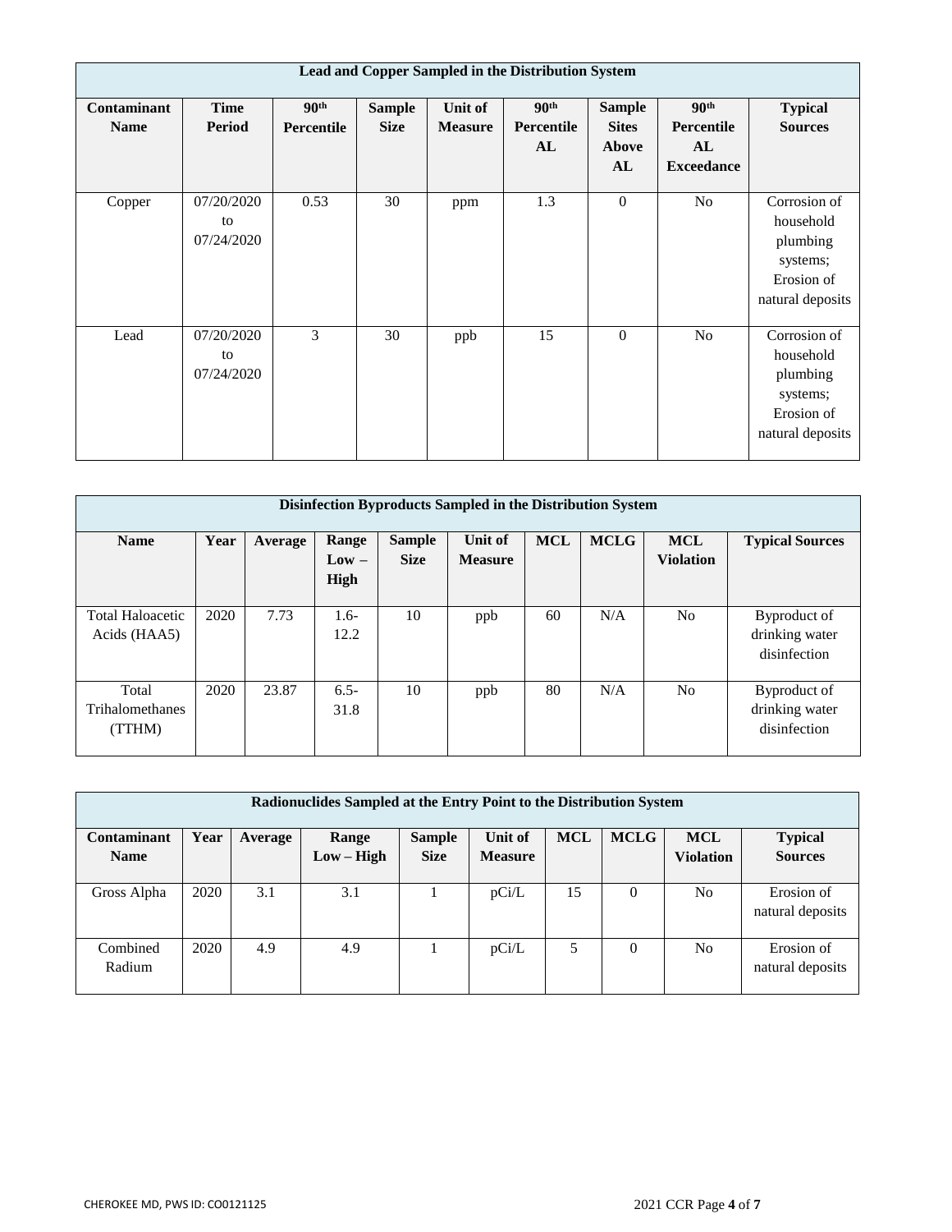| Lead and Copper Sampled in the Distribution System | | | | | | | | |
|---|---|---|---|---|---|---|---|---|
| **Contaminant Name** | **Time Period** | **90th Percentile** | **Sample Size** | **Unit of Measure** | **90th Percentile AL** | **Sample Sites Above AL** | **90th Percentile AL Exceedance** | **Typical Sources** |
| Copper | 07/20/2020 to 07/24/2020 | 0.53 | 30 | ppm | 1.3 | 0 | No | Corrosion of household plumbing systems; Erosion of natural deposits |
| Lead | 07/20/2020 to 07/24/2020 | 3 | 30 | ppb | 15 | 0 | No | Corrosion of household plumbing systems; Erosion of natural deposits |

| Disinfection Byproducts Sampled in the Distribution System | | | | | | | | | |
|---|---|---|---|---|---|---|---|---|---|
| **Name** | **Year** | **Average** | **Range Low – High** | **Sample Size** | **Unit of Measure** | **MCL** | **MCLG** | **MCL Violation** | **Typical Sources** |
| Total Haloacetic Acids (HAA5) | 2020 | 7.73 | 1.6-12.2 | 10 | ppb | 60 | N/A | No | Byproduct of drinking water disinfection |
| Total Trihalomethanes (TTHM) | 2020 | 23.87 | 6.5-31.8 | 10 | ppb | 80 | N/A | No | Byproduct of drinking water disinfection |

| Radionuclides Sampled at the Entry Point to the Distribution System | | | | | | | | | |
|---|---|---|---|---|---|---|---|---|---|
| **Contaminant Name** | **Year** | **Average** | **Range Low – High** | **Sample Size** | **Unit of Measure** | **MCL** | **MCLG** | **MCL Violation** | **Typical Sources** |
| Gross Alpha | 2020 | 3.1 | 3.1 | 1 | pCi/L | 15 | 0 | No | Erosion of natural deposits |
| Combined Radium | 2020 | 4.9 | 4.9 | 1 | pCi/L | 5 | 0 | No | Erosion of natural deposits |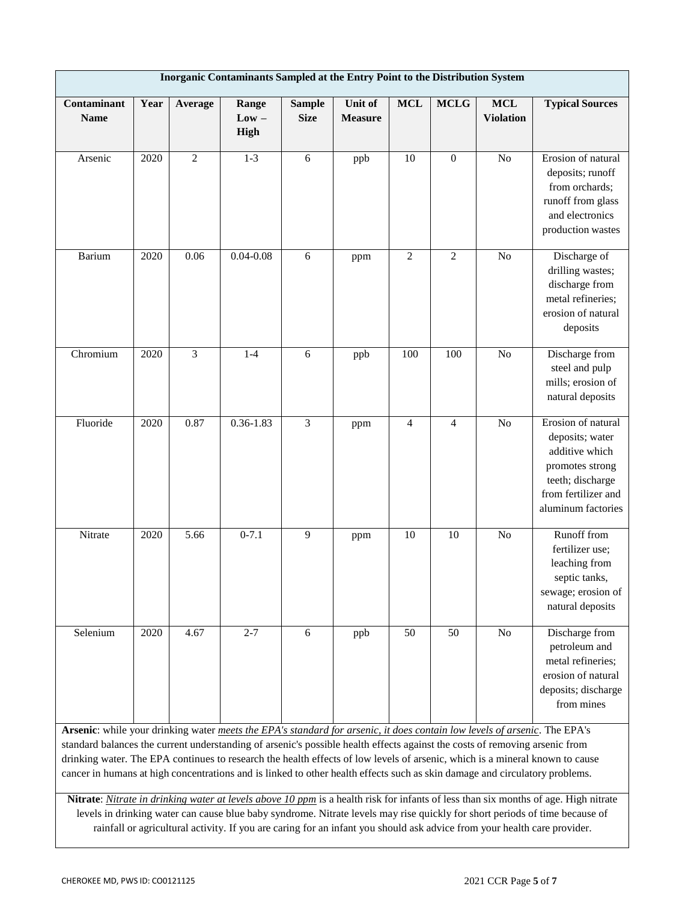| Inorganic Contaminants Sampled at the Entry Point to the Distribution System | | | | | | | | | |
|---|---|---|---|---|---|---|---|---|---|
| **Contaminant Name** | **Year** | **Average** | **Range Low – High** | **Sample Size** | **Unit of Measure** | **MCL** | **MCLG** | **MCL Violation** | **Typical Sources** |
| Arsenic | 2020 | 2 | 1-3 | 6 | ppb | 10 | 0 | No | Erosion of natural deposits; runoff from orchards; runoff from glass and electronics production wastes |
| Barium | 2020 | 0.06 | 0.04-0.08 | 6 | ppm | 2 | 2 | No | Discharge of drilling wastes; discharge from metal refineries; erosion of natural deposits |
| Chromium | 2020 | 3 | 1-4 | 6 | ppb | 100 | 100 | No | Discharge from steel and pulp mills; erosion of natural deposits |
| Fluoride | 2020 | 0.87 | 0.36-1.83 | 3 | ppm | 4 | 4 | No | Erosion of natural deposits; water additive which promotes strong teeth; discharge from fertilizer and aluminum factories |
| Nitrate | 2020 | 5.66 | 0-7.1 | 9 | ppm | 10 | 10 | No | Runoff from fertilizer use; leaching from septic tanks, sewage; erosion of natural deposits |
| Selenium | 2020 | 4.67 | 2-7 | 6 | ppb | 50 | 50 | No | Discharge from petroleum and metal refineries; erosion of natural deposits; discharge from mines |

**Arsenic**: while your drinking water *meets the EPA's standard for arsenic, it does contain low levels of arsenic*. The EPA's standard balances the current understanding of arsenic's possible health effects against the costs of removing arsenic from drinking water. The EPA continues to research the health effects of low levels of arsenic, which is a mineral known to cause cancer in humans at high concentrations and is linked to other health effects such as skin damage and circulatory problems.

**Nitrate**: *Nitrate in drinking water at levels above 10 ppm* is a health risk for infants of less than six months of age. High nitrate levels in drinking water can cause blue baby syndrome. Nitrate levels may rise quickly for short periods of time because of rainfall or agricultural activity. If you are caring for an infant you should ask advice from your health care provider.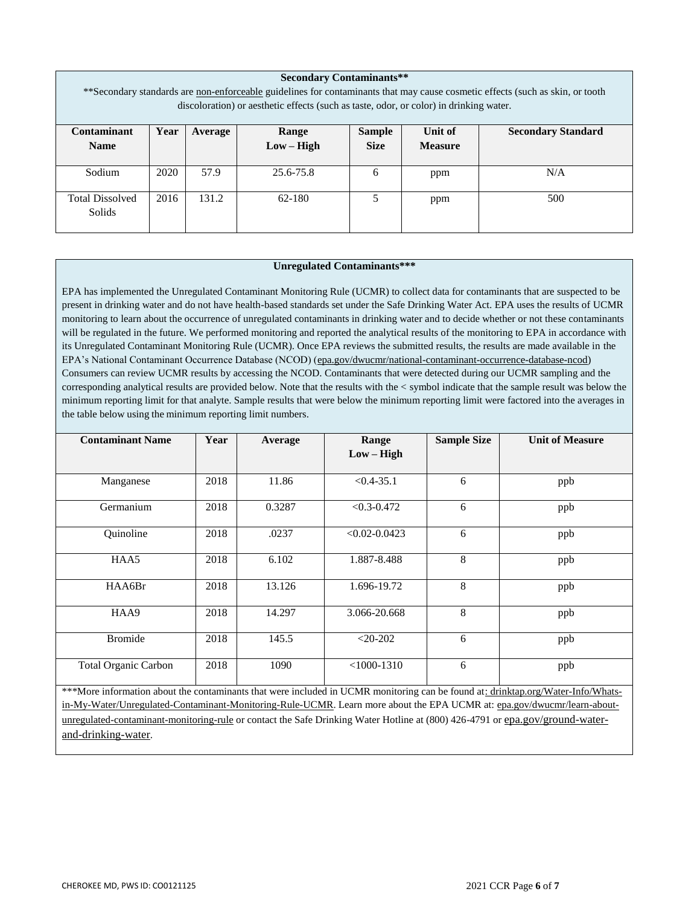**Secondary Contaminants****

**Secondary standards are non-enforceable guidelines for contaminants that may cause cosmetic effects (such as skin, or tooth discoloration) or aesthetic effects (such as taste, odor, or color) in drinking water.

| Contaminant Name | Year | Average | Range Low – High | Sample Size | Unit of Measure | Secondary Standard |
|---|---|---|---|---|---|---|
| Sodium | 2020 | 57.9 | 25.6-75.8 | 6 | ppm | N/A |
| Total Dissolved Solids | 2016 | 131.2 | 62-180 | 5 | ppm | 500 |

**Unregulated Contaminants*****

EPA has implemented the Unregulated Contaminant Monitoring Rule (UCMR) to collect data for contaminants that are suspected to be present in drinking water and do not have health-based standards set under the Safe Drinking Water Act. EPA uses the results of UCMR monitoring to learn about the occurrence of unregulated contaminants in drinking water and to decide whether or not these contaminants will be regulated in the future. We performed monitoring and reported the analytical results of the monitoring to EPA in accordance with its Unregulated Contaminant Monitoring Rule (UCMR). Once EPA reviews the submitted results, the results are made available in the EPA's National Contaminant Occurrence Database (NCOD) (epa.gov/dwucmr/national-contaminant-occurrence-database-ncod) Consumers can review UCMR results by accessing the NCOD. Contaminants that were detected during our UCMR sampling and the corresponding analytical results are provided below. Note that the results with the < symbol indicate that the sample result was below the minimum reporting limit for that analyte. Sample results that were below the minimum reporting limit were factored into the averages in the table below using the minimum reporting limit numbers.

| Contaminant Name | Year | Average | Range Low – High | Sample Size | Unit of Measure |
|---|---|---|---|---|---|
| Manganese | 2018 | 11.86 | <0.4-35.1 | 6 | ppb |
| Germanium | 2018 | 0.3287 | <0.3-0.472 | 6 | ppb |
| Quinoline | 2018 | .0237 | <0.02-0.0423 | 6 | ppb |
| HAA5 | 2018 | 6.102 | 1.887-8.488 | 8 | ppb |
| HAA6Br | 2018 | 13.126 | 1.696-19.72 | 8 | ppb |
| HAA9 | 2018 | 14.297 | 3.066-20.668 | 8 | ppb |
| Bromide | 2018 | 145.5 | <20-202 | 6 | ppb |
| Total Organic Carbon | 2018 | 1090 | <1000-1310 | 6 | ppb |

***More information about the contaminants that were included in UCMR monitoring can be found at: drinktap.org/Water-Info/Whats-in-My-Water/Unregulated-Contaminant-Monitoring-Rule-UCMR. Learn more about the EPA UCMR at: epa.gov/dwucmr/learn-about-unregulated-contaminant-monitoring-rule or contact the Safe Drinking Water Hotline at (800) 426-4791 or epa.gov/ground-water-and-drinking-water.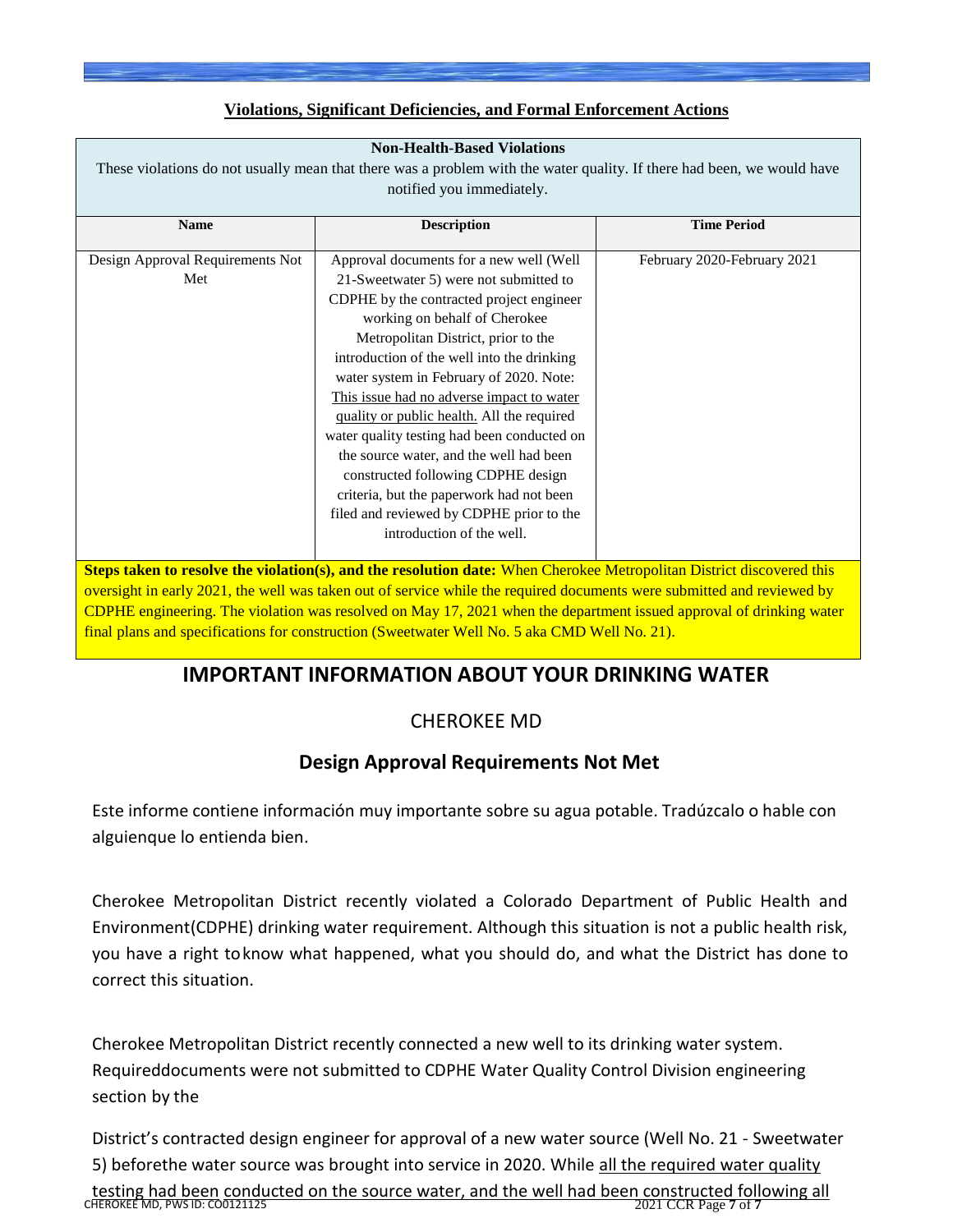## Violations, Significant Deficiencies, and Formal Enforcement Actions

**Non-Health-Based Violations**

These violations do not usually mean that there was a problem with the water quality. If there had been, we would have notified you immediately.

| Name | Description | Time Period |
|---|---|---|
| Design Approval Requirements Not Met | Approval documents for a new well (Well 21-Sweetwater 5) were not submitted to CDPHE by the contracted project engineer working on behalf of Cherokee Metropolitan District, prior to the introduction of the well into the drinking water system in February of 2020. Note: This issue had no adverse impact to water quality or public health. All the required water quality testing had been conducted on the source water, and the well had been constructed following CDPHE design criteria, but the paperwork had not been filed and reviewed by CDPHE prior to the introduction of the well. | February 2020-February 2021 |

**Steps taken to resolve the violation(s), and the resolution date:** When Cherokee Metropolitan District discovered this oversight in early 2021, the well was taken out of service while the required documents were submitted and reviewed by CDPHE engineering. The violation was resolved on May 17, 2021 when the department issued approval of drinking water final plans and specifications for construction (Sweetwater Well No. 5 aka CMD Well No. 21).

# IMPORTANT INFORMATION ABOUT YOUR DRINKING WATER

## CHEROKEE MD

## Design Approval Requirements Not Met

Este informe contiene información muy importante sobre su agua potable. Tradúzcalo o hable con alguienque lo entienda bien.

Cherokee Metropolitan District recently violated a Colorado Department of Public Health and Environment(CDPHE) drinking water requirement. Although this situation is not a public health risk, you have a right toknow what happened, what you should do, and what the District has done to correct this situation.

Cherokee Metropolitan District recently connected a new well to its drinking water system. Requireddocuments were not submitted to CDPHE Water Quality Control Division engineering section by the

District's contracted design engineer for approval of a new water source (Well No. 21 - Sweetwater 5) beforethe water source was brought into service in 2020. While all the required water quality testing had been conducted on the source water, and the well had been constructed following all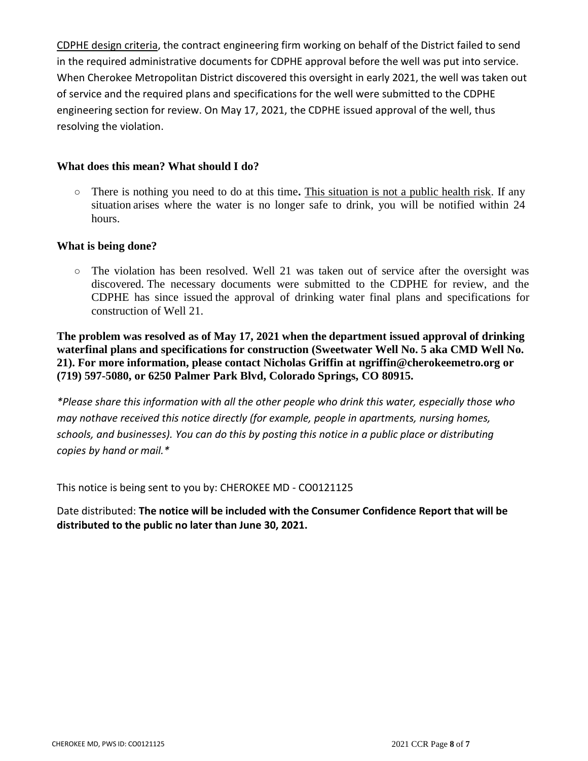CDPHE design criteria, the contract engineering firm working on behalf of the District failed to send in the required administrative documents for CDPHE approval before the well was put into service. When Cherokee Metropolitan District discovered this oversight in early 2021, the well was taken out of service and the required plans and specifications for the well were submitted to the CDPHE engineering section for review. On May 17, 2021, the CDPHE issued approval of the well, thus resolving the violation.

### What does this mean? What should I do?

- There is nothing you need to do at this time**.** This situation is not a public health risk. If any situation arises where the water is no longer safe to drink, you will be notified within 24 hours.

### What is being done?

- The violation has been resolved. Well 21 was taken out of service after the oversight was discovered. The necessary documents were submitted to the CDPHE for review, and the CDPHE has since issued the approval of drinking water final plans and specifications for construction of Well 21.

**The problem was resolved as of May 17, 2021 when the department issued approval of drinking waterfinal plans and specifications for construction (Sweetwater Well No. 5 aka CMD Well No. 21). For more information, please contact Nicholas Griffin at ngriffin@cherokeemetro.org or (719) 597-5080, or 6250 Palmer Park Blvd, Colorado Springs, CO 80915.**

*\*Please share this information with all the other people who drink this water, especially those who may nothave received this notice directly (for example, people in apartments, nursing homes, schools, and businesses). You can do this by posting this notice in a public place or distributing copies by hand or mail.\**

This notice is being sent to you by: CHEROKEE MD - CO0121125

Date distributed: **The notice will be included with the Consumer Confidence Report that will be distributed to the public no later than June 30, 2021.**